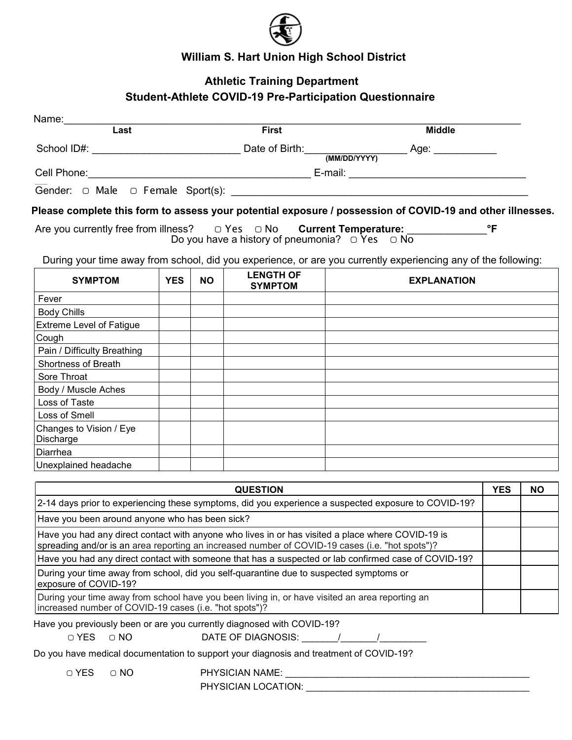## William S. Hart Union High School District

### Athletic Training Department

### Student-Athlete COVID-19 Pre-Participation Questionnaire

Name:______________________________________________________________________________
Last                                        First                                        Middle

School ID#: __________________________ Date of Birth:_________________ Age: ___________
(MM/DD/YYYY)

Cell Phone:______________________________________ E-mail: _______________________________

Gender: ▢ Male ▢ Female Sport(s): ____________________________________________________

**Please complete this form to assess your potential exposure / possession of COVID-19 and other illnesses.**

Are you currently free from illness? ▢ Yes ▢ No **Current Temperature:** _____________**°F**
Do you have a history of pneumonia? ▢ Yes ▢ No

During your time away from school, did you experience, or are you currently experiencing any of the following:

| SYMPTOM | YES | NO | LENGTH OF SYMPTOM | EXPLANATION |
|---|---|---|---|---|
| Fever | | | | |
| Body Chills | | | | |
| Extreme Level of Fatigue | | | | |
| Cough | | | | |
| Pain / Difficulty Breathing | | | | |
| Shortness of Breath | | | | |
| Sore Throat | | | | |
| Body / Muscle Aches | | | | |
| Loss of Taste | | | | |
| Loss of Smell | | | | |
| Changes to Vision / Eye Discharge | | | | |
| Diarrhea | | | | |
| Unexplained headache | | | | |

| QUESTION | YES | NO |
|---|---|---|
| 2-14 days prior to experiencing these symptoms, did you experience a suspected exposure to COVID-19? | | |
| Have you been around anyone who has been sick? | | |
| Have you had any direct contact with anyone who lives in or has visited a place where COVID-19 is spreading and/or is an area reporting an increased number of COVID-19 cases (i.e. "hot spots")? | | |
| Have you had any direct contact with someone that has a suspected or lab confirmed case of COVID-19? | | |
| During your time away from school, did you self-quarantine due to suspected symptoms or exposure of COVID-19? | | |
| During your time away from school have you been living in, or have visited an area reporting an increased number of COVID-19 cases (i.e. "hot spots")? | | |

Have you previously been or are you currently diagnosed with COVID-19?

▢ YES ▢ NO DATE OF DIAGNOSIS: _______/_______/_________

Do you have medical documentation to support your diagnosis and treatment of COVID-19?

▢ YES ▢ NO PHYSICIAN NAME: ________________________________________________

PHYSICIAN LOCATION: ____________________________________________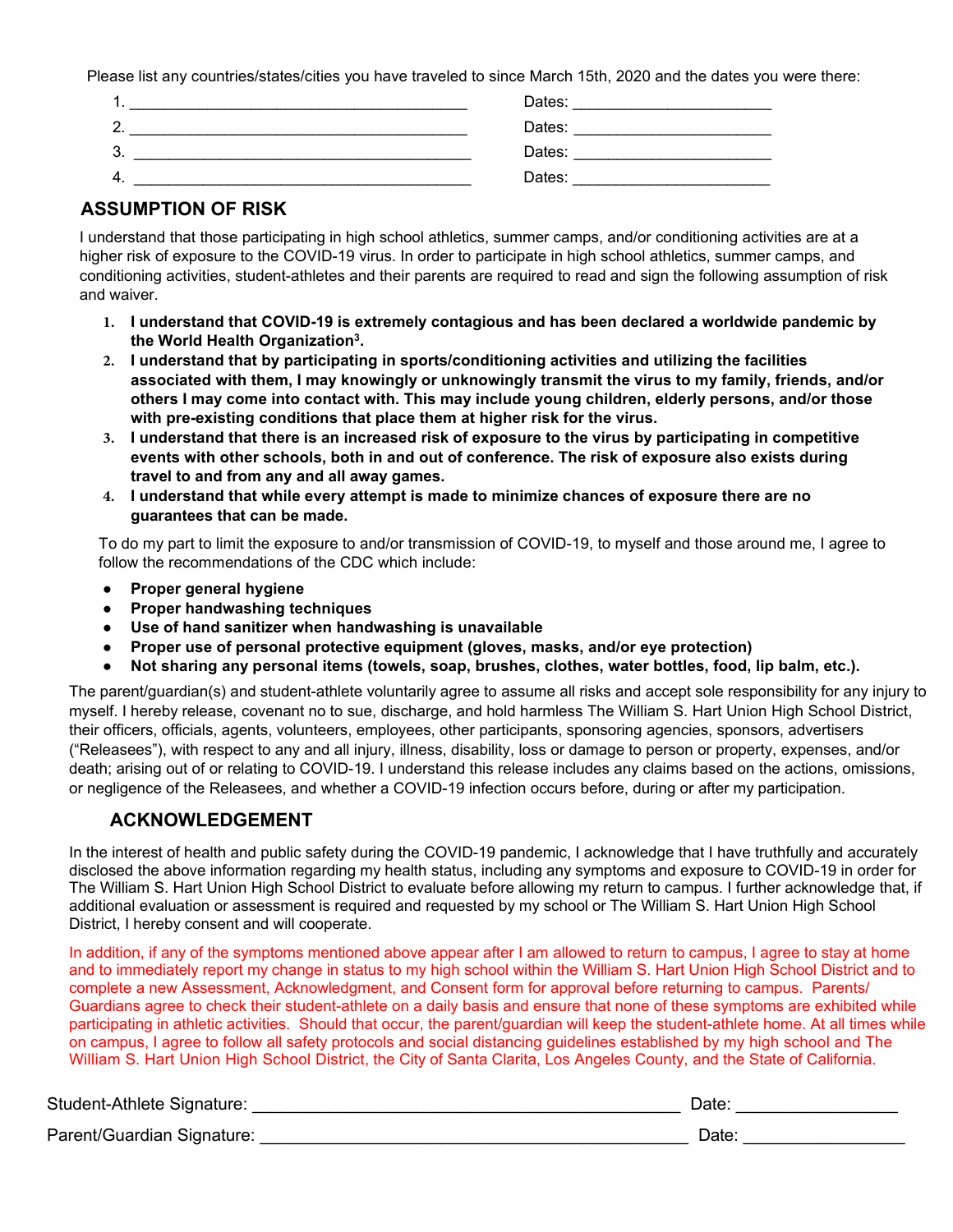Please list any countries/states/cities you have traveled to since March 15th, 2020 and the dates you were there:

1. ______________________________________ Dates: ______________________
2. ______________________________________ Dates: ______________________
3. ______________________________________ Dates: ______________________
4. ______________________________________ Dates: ______________________

## ASSUMPTION OF RISK

I understand that those participating in high school athletics, summer camps, and/or conditioning activities are at a higher risk of exposure to the COVID-19 virus. In order to participate in high school athletics, summer camps, and conditioning activities, student-athletes and their parents are required to read and sign the following assumption of risk and waiver.

1. **I understand that COVID-19 is extremely contagious and has been declared a worldwide pandemic by the World Health Organization[3].**
2. **I understand that by participating in sports/conditioning activities and utilizing the facilities associated with them, I may knowingly or unknowingly transmit the virus to my family, friends, and/or others I may come into contact with. This may include young children, elderly persons, and/or those with pre-existing conditions that place them at higher risk for the virus.**
3. **I understand that there is an increased risk of exposure to the virus by participating in competitive events with other schools, both in and out of conference. The risk of exposure also exists during travel to and from any and all away games.**
4. **I understand that while every attempt is made to minimize chances of exposure there are no guarantees that can be made.**

To do my part to limit the exposure to and/or transmission of COVID-19, to myself and those around me, I agree to follow the recommendations of the CDC which include:

- **Proper general hygiene**
- **Proper handwashing techniques**
- **Use of hand sanitizer when handwashing is unavailable**
- **Proper use of personal protective equipment (gloves, masks, and/or eye protection)**
- **Not sharing any personal items (towels, soap, brushes, clothes, water bottles, food, lip balm, etc.).**

The parent/guardian(s) and student-athlete voluntarily agree to assume all risks and accept sole responsibility for any injury to myself. I hereby release, covenant no to sue, discharge, and hold harmless The William S. Hart Union High School District, their officers, officials, agents, volunteers, employees, other participants, sponsoring agencies, sponsors, advertisers ("Releasees"), with respect to any and all injury, illness, disability, loss or damage to person or property, expenses, and/or death; arising out of or relating to COVID-19. I understand this release includes any claims based on the actions, omissions, or negligence of the Releasees, and whether a COVID-19 infection occurs before, during or after my participation.

## ACKNOWLEDGEMENT

In the interest of health and public safety during the COVID-19 pandemic, I acknowledge that I have truthfully and accurately disclosed the above information regarding my health status, including any symptoms and exposure to COVID-19 in order for The William S. Hart Union High School District to evaluate before allowing my return to campus. I further acknowledge that, if additional evaluation or assessment is required and requested by my school or The William S. Hart Union High School District, I hereby consent and will cooperate.

In addition, if any of the symptoms mentioned above appear after I am allowed to return to campus, I agree to stay at home and to immediately report my change in status to my high school within the William S. Hart Union High School District and to complete a new Assessment, Acknowledgment, and Consent form for approval before returning to campus. Parents/ Guardians agree to check their student-athlete on a daily basis and ensure that none of these symptoms are exhibited while participating in athletic activities. Should that occur, the parent/guardian will keep the student-athlete home. At all times while on campus, I agree to follow all safety protocols and social distancing guidelines established by my high school and The William S. Hart Union High School District, the City of Santa Clarita, Los Angeles County, and the State of California.

Student-Athlete Signature: ____________________________________________ Date: ________________

Parent/Guardian Signature: ____________________________________________ Date: ________________